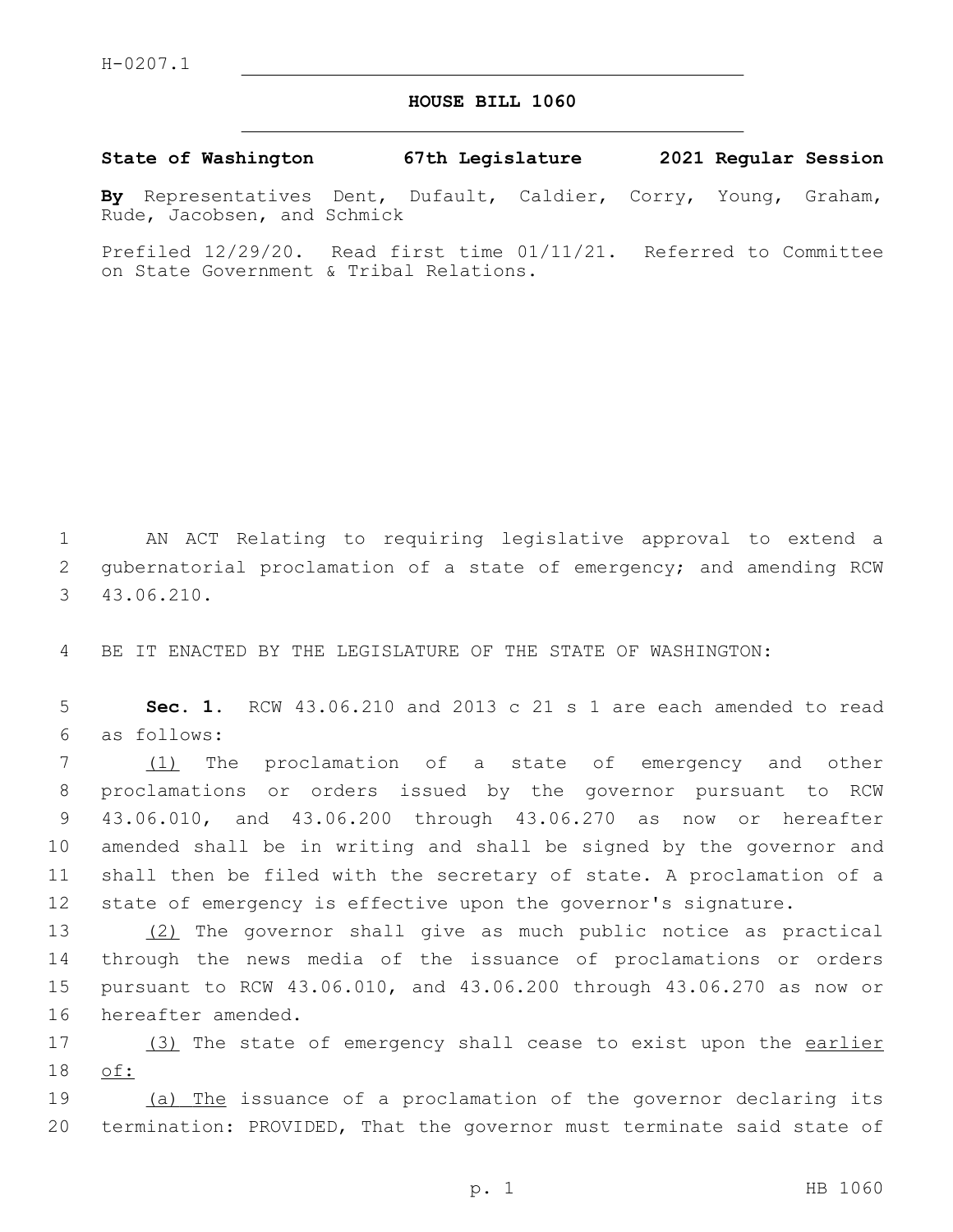H-0207.1

# HOUSE BILL 1060

**State of Washington 67th Legislature 2021 Regular Session**

**By** Representatives Dent, Dufault, Caldier, Corry, Young, Graham, Rude, Jacobsen, and Schmick

Prefiled 12/29/20. Read first time 01/11/21. Referred to Committee on State Government & Tribal Relations.

AN ACT Relating to requiring legislative approval to extend a gubernatorial proclamation of a state of emergency; and amending RCW 43.06.210.

BE IT ENACTED BY THE LEGISLATURE OF THE STATE OF WASHINGTON:

**Sec. 1.** RCW 43.06.210 and 2013 c 21 s 1 are each amended to read as follows:

(1) The proclamation of a state of emergency and other proclamations or orders issued by the governor pursuant to RCW 43.06.010, and 43.06.200 through 43.06.270 as now or hereafter amended shall be in writing and shall be signed by the governor and shall then be filed with the secretary of state. A proclamation of a state of emergency is effective upon the governor's signature.

(2) The governor shall give as much public notice as practical through the news media of the issuance of proclamations or orders pursuant to RCW 43.06.010, and 43.06.200 through 43.06.270 as now or hereafter amended.

(3) The state of emergency shall cease to exist upon the earlier of:

(a) The issuance of a proclamation of the governor declaring its termination: PROVIDED, That the governor must terminate said state of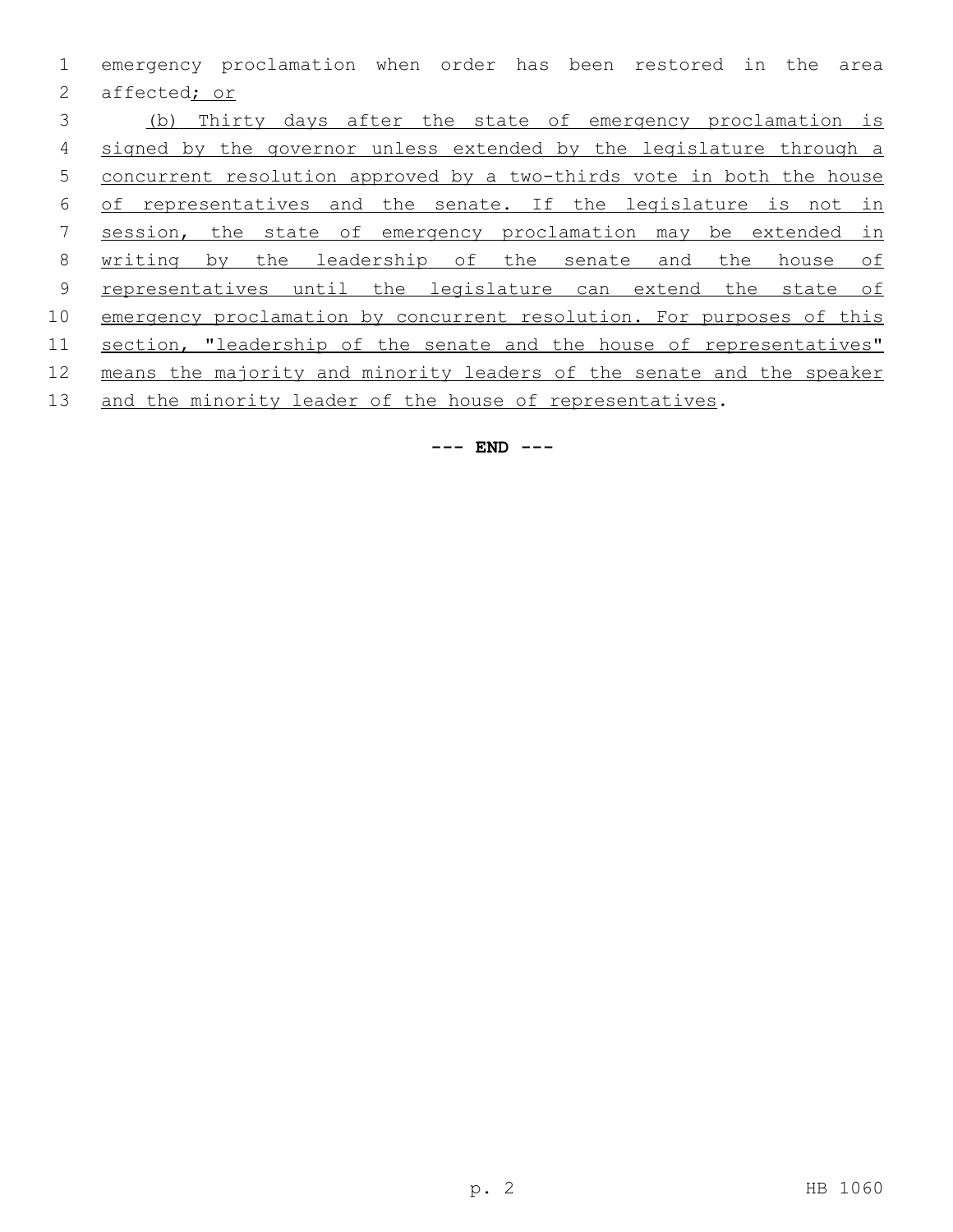emergency proclamation when order has been restored in the area affected; or

(b) Thirty days after the state of emergency proclamation is signed by the governor unless extended by the legislature through a concurrent resolution approved by a two-thirds vote in both the house of representatives and the senate. If the legislature is not in session, the state of emergency proclamation may be extended in writing by the leadership of the senate and the house of representatives until the legislature can extend the state of emergency proclamation by concurrent resolution. For purposes of this section, "leadership of the senate and the house of representatives" means the majority and minority leaders of the senate and the speaker and the minority leader of the house of representatives.

**--- END ---**